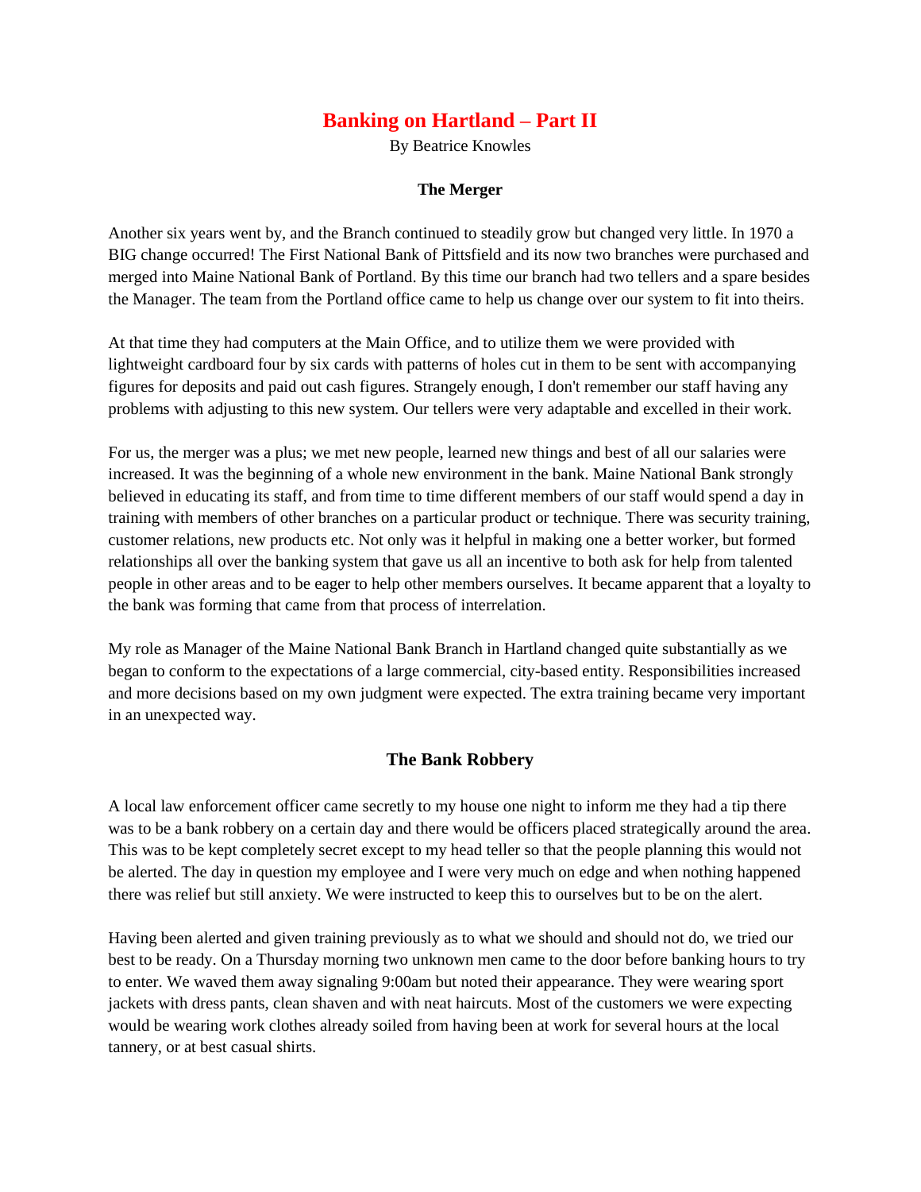# Banking on Hartland – Part II

By Beatrice Knowles

### The Merger

Another six years went by, and the Branch continued to steadily grow but changed very little. In 1970 a BIG change occurred! The First National Bank of Pittsfield and its now two branches were purchased and merged into Maine National Bank of Portland. By this time our branch had two tellers and a spare besides the Manager. The team from the Portland office came to help us change over our system to fit into theirs.

At that time they had computers at the Main Office, and to utilize them we were provided with lightweight cardboard four by six cards with patterns of holes cut in them to be sent with accompanying figures for deposits and paid out cash figures. Strangely enough, I don't remember our staff having any problems with adjusting to this new system. Our tellers were very adaptable and excelled in their work.

For us, the merger was a plus; we met new people, learned new things and best of all our salaries were increased. It was the beginning of a whole new environment in the bank. Maine National Bank strongly believed in educating its staff, and from time to time different members of our staff would spend a day in training with members of other branches on a particular product or technique. There was security training, customer relations, new products etc. Not only was it helpful in making one a better worker, but formed relationships all over the banking system that gave us all an incentive to both ask for help from talented people in other areas and to be eager to help other members ourselves. It became apparent that a loyalty to the bank was forming that came from that process of interrelation.

My role as Manager of the Maine National Bank Branch in Hartland changed quite substantially as we began to conform to the expectations of a large commercial, city-based entity. Responsibilities increased and more decisions based on my own judgment were expected. The extra training became very important in an unexpected way.

## The Bank Robbery

A local law enforcement officer came secretly to my house one night to inform me they had a tip there was to be a bank robbery on a certain day and there would be officers placed strategically around the area. This was to be kept completely secret except to my head teller so that the people planning this would not be alerted. The day in question my employee and I were very much on edge and when nothing happened there was relief but still anxiety. We were instructed to keep this to ourselves but to be on the alert.

Having been alerted and given training previously as to what we should and should not do, we tried our best to be ready. On a Thursday morning two unknown men came to the door before banking hours to try to enter. We waved them away signaling 9:00am but noted their appearance. They were wearing sport jackets with dress pants, clean shaven and with neat haircuts. Most of the customers we were expecting would be wearing work clothes already soiled from having been at work for several hours at the local tannery, or at best casual shirts.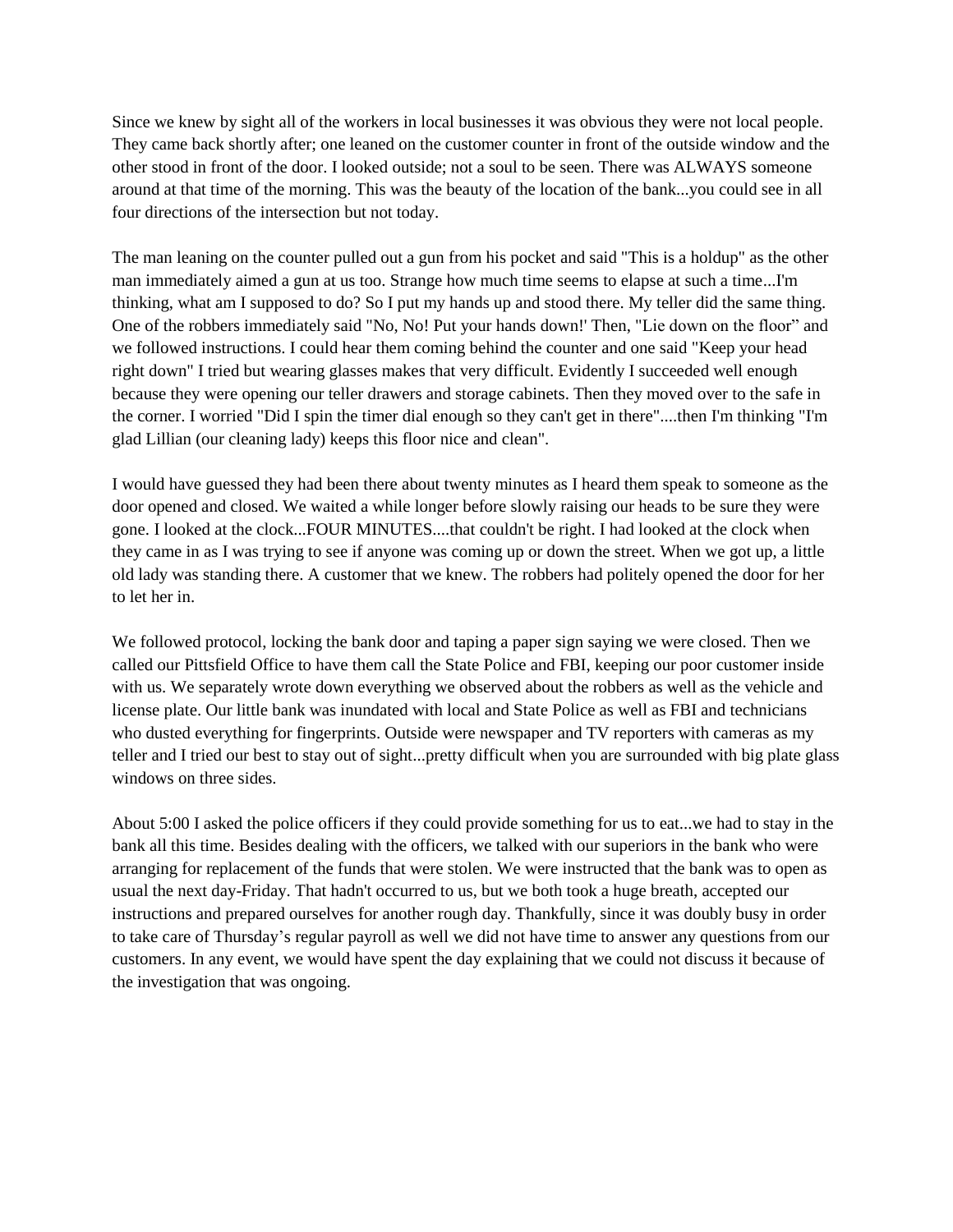Since we knew by sight all of the workers in local businesses it was obvious they were not local people. They came back shortly after; one leaned on the customer counter in front of the outside window and the other stood in front of the door. I looked outside; not a soul to be seen. There was ALWAYS someone around at that time of the morning. This was the beauty of the location of the bank...you could see in all four directions of the intersection but not today.

The man leaning on the counter pulled out a gun from his pocket and said "This is a holdup" as the other man immediately aimed a gun at us too. Strange how much time seems to elapse at such a time...I'm thinking, what am I supposed to do? So I put my hands up and stood there. My teller did the same thing. One of the robbers immediately said "No, No! Put your hands down!' Then, "Lie down on the floor" and we followed instructions. I could hear them coming behind the counter and one said "Keep your head right down" I tried but wearing glasses makes that very difficult. Evidently I succeeded well enough because they were opening our teller drawers and storage cabinets. Then they moved over to the safe in the corner. I worried "Did I spin the timer dial enough so they can't get in there"....then I'm thinking "I'm glad Lillian (our cleaning lady) keeps this floor nice and clean".

I would have guessed they had been there about twenty minutes as I heard them speak to someone as the door opened and closed. We waited a while longer before slowly raising our heads to be sure they were gone. I looked at the clock...FOUR MINUTES....that couldn't be right. I had looked at the clock when they came in as I was trying to see if anyone was coming up or down the street. When we got up, a little old lady was standing there. A customer that we knew. The robbers had politely opened the door for her to let her in.

We followed protocol, locking the bank door and taping a paper sign saying we were closed. Then we called our Pittsfield Office to have them call the State Police and FBI, keeping our poor customer inside with us. We separately wrote down everything we observed about the robbers as well as the vehicle and license plate. Our little bank was inundated with local and State Police as well as FBI and technicians who dusted everything for fingerprints. Outside were newspaper and TV reporters with cameras as my teller and I tried our best to stay out of sight...pretty difficult when you are surrounded with big plate glass windows on three sides.

About 5:00 I asked the police officers if they could provide something for us to eat...we had to stay in the bank all this time. Besides dealing with the officers, we talked with our superiors in the bank who were arranging for replacement of the funds that were stolen. We were instructed that the bank was to open as usual the next day-Friday. That hadn't occurred to us, but we both took a huge breath, accepted our instructions and prepared ourselves for another rough day. Thankfully, since it was doubly busy in order to take care of Thursday's regular payroll as well we did not have time to answer any questions from our customers. In any event, we would have spent the day explaining that we could not discuss it because of the investigation that was ongoing.